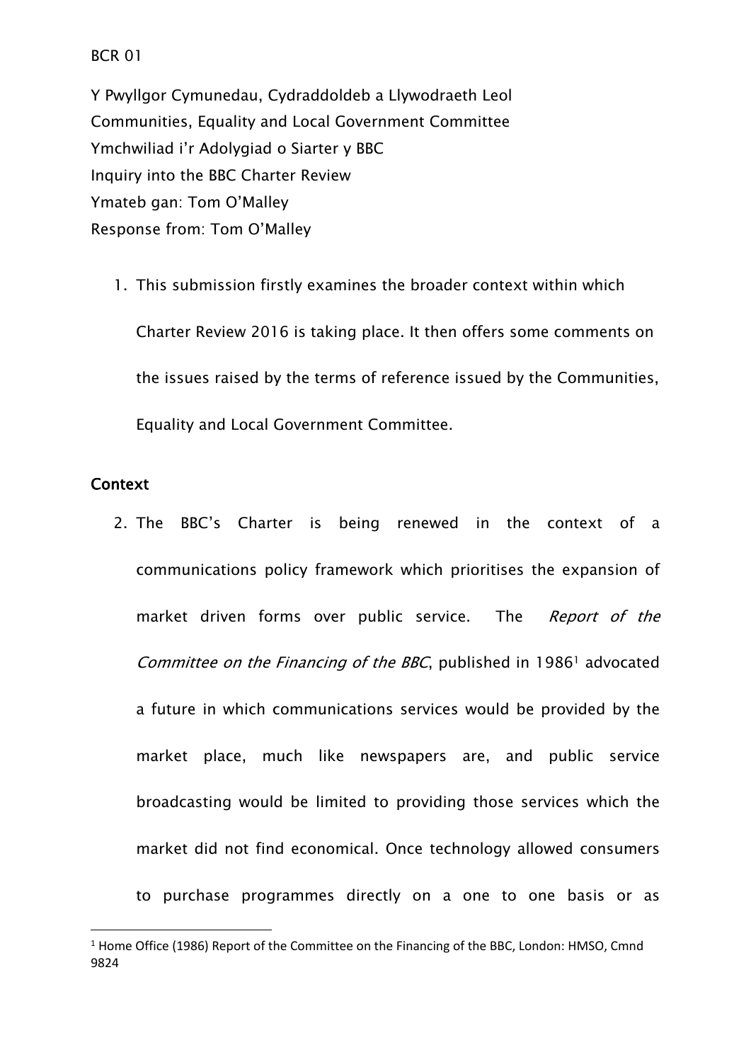BCR 01

Y Pwyllgor Cymunedau, Cydraddoldeb a Llywodraeth Leol
Communities, Equality and Local Government Committee
Ymchwiliad i'r Adolygiad o Siarter y BBC
Inquiry into the BBC Charter Review
Ymateb gan: Tom O'Malley
Response from: Tom O'Malley

1. This submission firstly examines the broader context within which Charter Review 2016 is taking place. It then offers some comments on the issues raised by the terms of reference issued by the Communities, Equality and Local Government Committee.

## Context

2. The BBC's Charter is being renewed in the context of a communications policy framework which prioritises the expansion of market driven forms over public service. The *Report of the Committee on the Financing of the BBC*, published in 1986[1] advocated a future in which communications services would be provided by the market place, much like newspapers are, and public service broadcasting would be limited to providing those services which the market did not find economical. Once technology allowed consumers to purchase programmes directly on a one to one basis or as

[1] Home Office (1986) Report of the Committee on the Financing of the BBC, London: HMSO, Cmnd 9824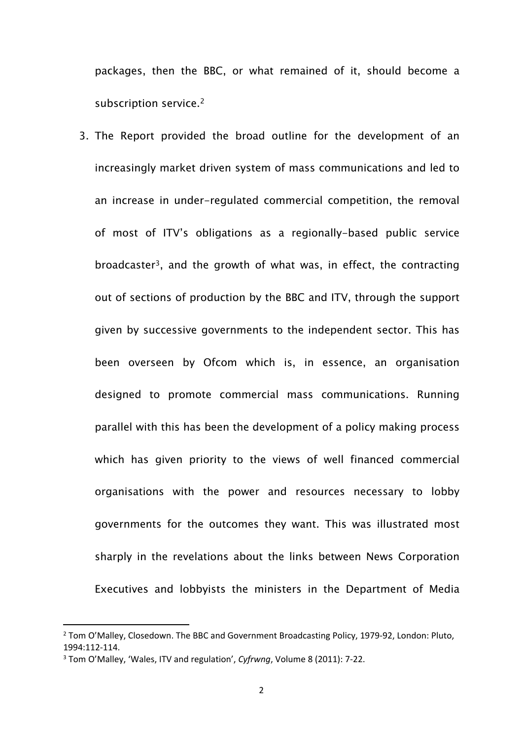packages, then the BBC, or what remained of it, should become a subscription service.[2]

3. The Report provided the broad outline for the development of an increasingly market driven system of mass communications and led to an increase in under-regulated commercial competition, the removal of most of ITV's obligations as a regionally-based public service broadcaster[3], and the growth of what was, in effect, the contracting out of sections of production by the BBC and ITV, through the support given by successive governments to the independent sector. This has been overseen by Ofcom which is, in essence, an organisation designed to promote commercial mass communications. Running parallel with this has been the development of a policy making process which has given priority to the views of well financed commercial organisations with the power and resources necessary to lobby governments for the outcomes they want. This was illustrated most sharply in the revelations about the links between News Corporation Executives and lobbyists the ministers in the Department of Media

[2] Tom O'Malley, Closedown. The BBC and Government Broadcasting Policy, 1979-92, London: Pluto, 1994:112-114.

[3] Tom O'Malley, 'Wales, ITV and regulation', *Cyfrwng*, Volume 8 (2011): 7-22.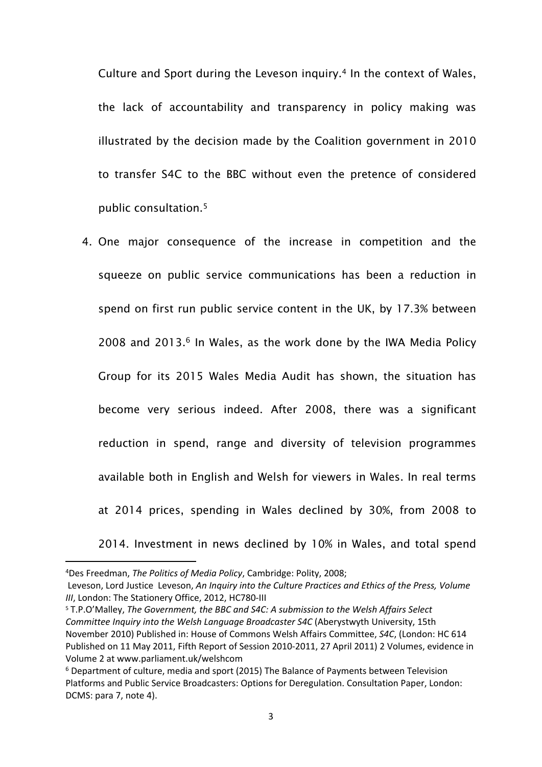Culture and Sport during the Leveson inquiry.[4] In the context of Wales, the lack of accountability and transparency in policy making was illustrated by the decision made by the Coalition government in 2010 to transfer S4C to the BBC without even the pretence of considered public consultation.[5]

4. One major consequence of the increase in competition and the squeeze on public service communications has been a reduction in spend on first run public service content in the UK, by 17.3% between 2008 and 2013.[6] In Wales, as the work done by the IWA Media Policy Group for its 2015 Wales Media Audit has shown, the situation has become very serious indeed. After 2008, there was a significant reduction in spend, range and diversity of television programmes available both in English and Welsh for viewers in Wales. In real terms at 2014 prices, spending in Wales declined by 30%, from 2008 to 2014. Investment in news declined by 10% in Wales, and total spend

---

[4]Des Freedman, *The Politics of Media Policy*, Cambridge: Polity, 2008;
Leveson, Lord Justice Leveson, *An Inquiry into the Culture Practices and Ethics of the Press, Volume III*, London: The Stationery Office, 2012, HC780-III

[5] T.P.O'Malley, *The Government, the BBC and S4C: A submission to the Welsh Affairs Select Committee Inquiry into the Welsh Language Broadcaster S4C* (Aberystwyth University, 15th November 2010) Published in: House of Commons Welsh Affairs Committee, *S4C*, (London: HC 614 Published on 11 May 2011, Fifth Report of Session 2010-2011, 27 April 2011) 2 Volumes, evidence in Volume 2 at www.parliament.uk/welshcom

[6] Department of culture, media and sport (2015) The Balance of Payments between Television Platforms and Public Service Broadcasters: Options for Deregulation. Consultation Paper, London: DCMS: para 7, note 4).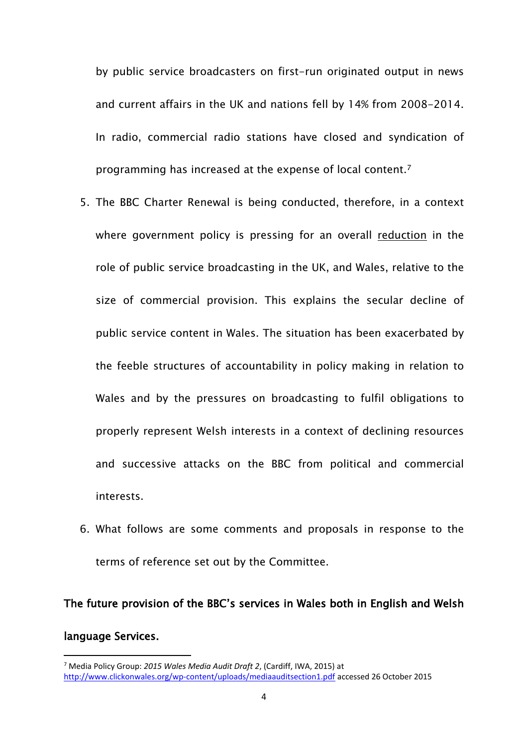by public service broadcasters on first-run originated output in news and current affairs in the UK and nations fell by 14% from 2008-2014. In radio, commercial radio stations have closed and syndication of programming has increased at the expense of local content.[7]

5. The BBC Charter Renewal is being conducted, therefore, in a context where government policy is pressing for an overall <u>reduction</u> in the role of public service broadcasting in the UK, and Wales, relative to the size of commercial provision. This explains the secular decline of public service content in Wales. The situation has been exacerbated by the feeble structures of accountability in policy making in relation to Wales and by the pressures on broadcasting to fulfil obligations to properly represent Welsh interests in a context of declining resources and successive attacks on the BBC from political and commercial interests.

6. What follows are some comments and proposals in response to the terms of reference set out by the Committee.

**The future provision of the BBC's services in Wales both in English and Welsh language Services.**

---

[7] Media Policy Group: *2015 Wales Media Audit Draft 2*, (Cardiff, IWA, 2015) at http://www.clickonwales.org/wp-content/uploads/mediaauditsection1.pdf accessed 26 October 2015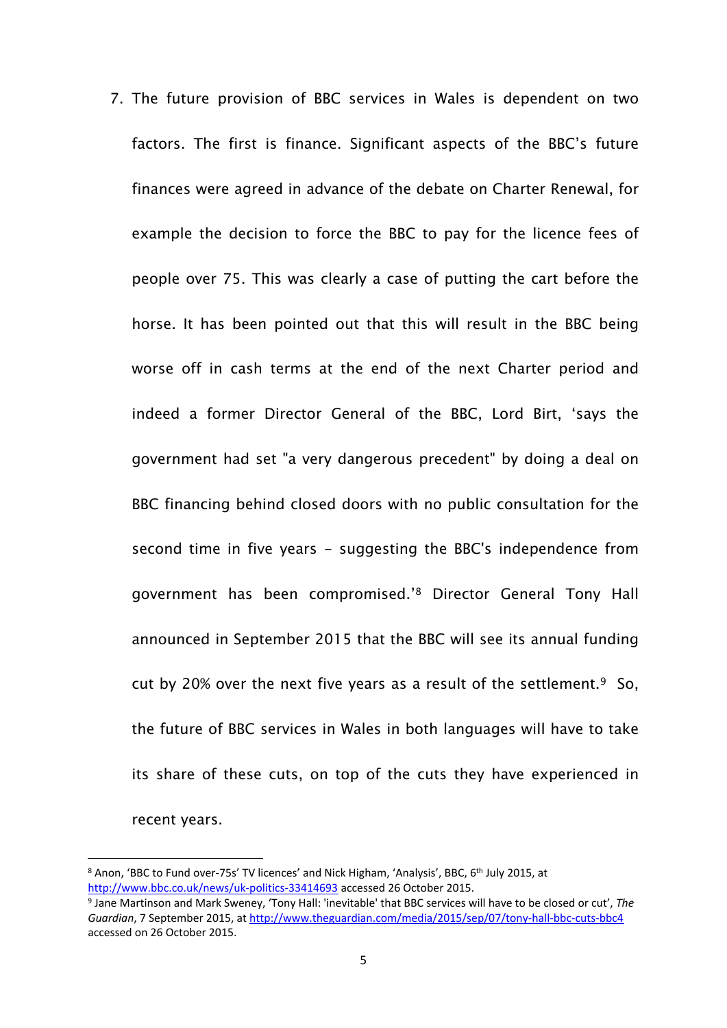7. The future provision of BBC services in Wales is dependent on two factors. The first is finance. Significant aspects of the BBC's future finances were agreed in advance of the debate on Charter Renewal, for example the decision to force the BBC to pay for the licence fees of people over 75. This was clearly a case of putting the cart before the horse. It has been pointed out that this will result in the BBC being worse off in cash terms at the end of the next Charter period and indeed a former Director General of the BBC, Lord Birt, 'says the government had set "a very dangerous precedent" by doing a deal on BBC financing behind closed doors with no public consultation for the second time in five years - suggesting the BBC's independence from government has been compromised.'[8] Director General Tony Hall announced in September 2015 that the BBC will see its annual funding cut by 20% over the next five years as a result of the settlement.[9] So, the future of BBC services in Wales in both languages will have to take its share of these cuts, on top of the cuts they have experienced in recent years.

---

[8] Anon, 'BBC to Fund over-75s' TV licences' and Nick Higham, 'Analysis', BBC, 6th July 2015, at http://www.bbc.co.uk/news/uk-politics-33414693 accessed 26 October 2015.

[9] Jane Martinson and Mark Sweney, 'Tony Hall: 'inevitable' that BBC services will have to be closed or cut', *The Guardian*, 7 September 2015, at http://www.theguardian.com/media/2015/sep/07/tony-hall-bbc-cuts-bbc4 accessed on 26 October 2015.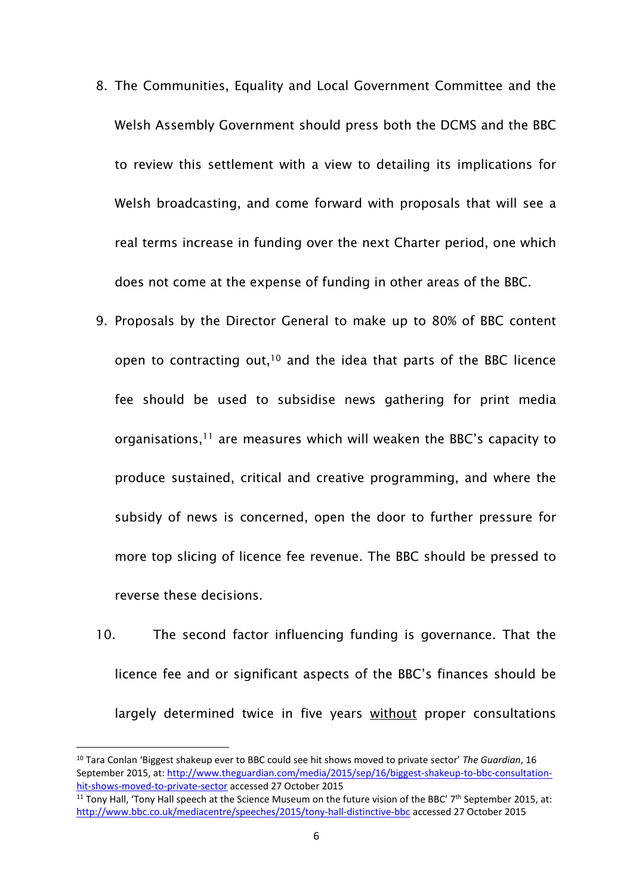8. The Communities, Equality and Local Government Committee and the Welsh Assembly Government should press both the DCMS and the BBC to review this settlement with a view to detailing its implications for Welsh broadcasting, and come forward with proposals that will see a real terms increase in funding over the next Charter period, one which does not come at the expense of funding in other areas of the BBC.

9. Proposals by the Director General to make up to 80% of BBC content open to contracting out,[10] and the idea that parts of the BBC licence fee should be used to subsidise news gathering for print media organisations,[11] are measures which will weaken the BBC's capacity to produce sustained, critical and creative programming, and where the subsidy of news is concerned, open the door to further pressure for more top slicing of licence fee revenue. The BBC should be pressed to reverse these decisions.

10. The second factor influencing funding is governance. That the licence fee and or significant aspects of the BBC's finances should be largely determined twice in five years <u>without</u> proper consultations

---

[10] Tara Conlan 'Biggest shakeup ever to BBC could see hit shows moved to private sector' *The Guardian*, 16 September 2015, at: http://www.theguardian.com/media/2015/sep/16/biggest-shakeup-to-bbc-consultation-hit-shows-moved-to-private-sector accessed 27 October 2015

[11] Tony Hall, 'Tony Hall speech at the Science Museum on the future vision of the BBC' 7th September 2015, at: http://www.bbc.co.uk/mediacentre/speeches/2015/tony-hall-distinctive-bbc accessed 27 October 2015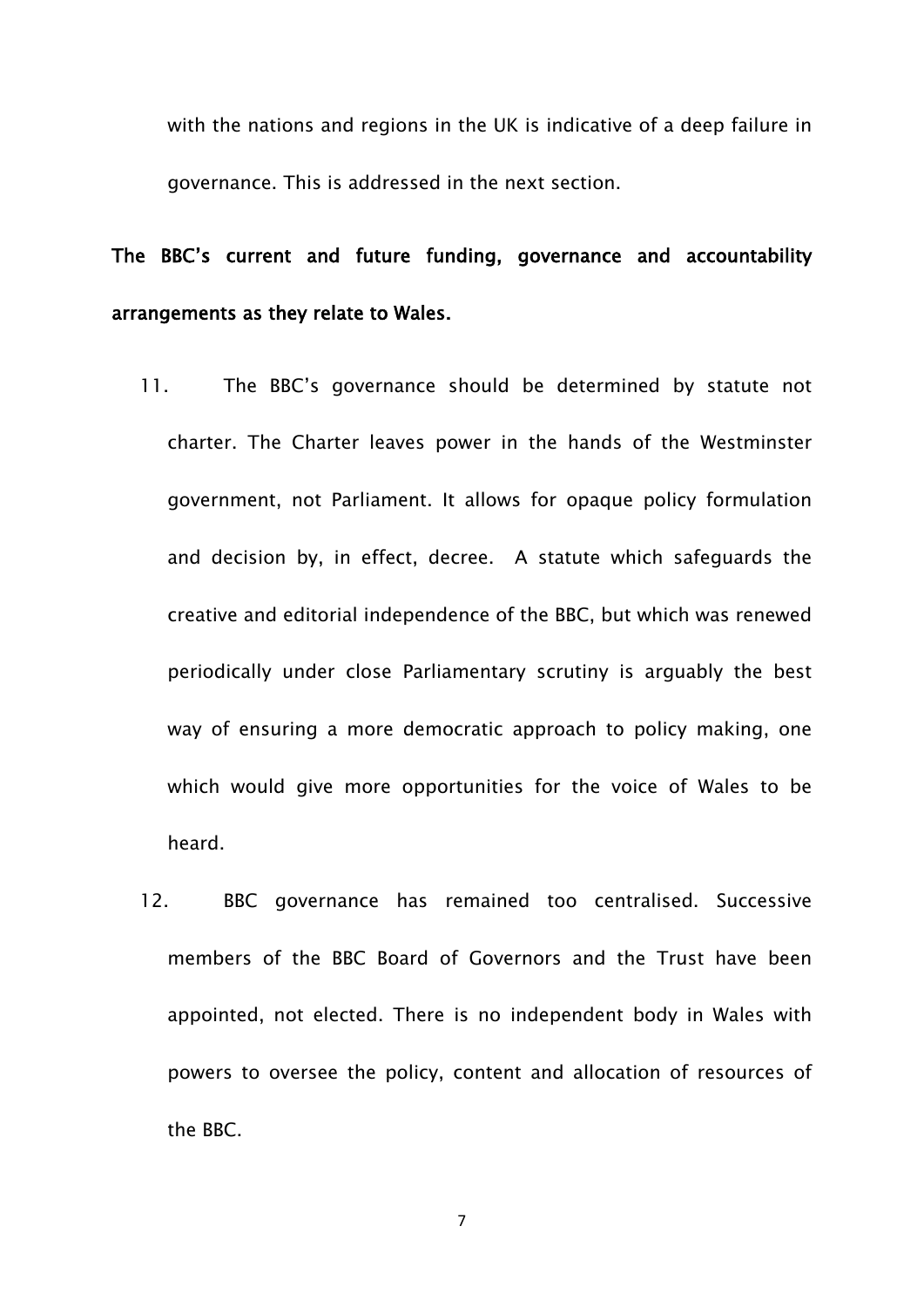with the nations and regions in the UK is indicative of a deep failure in governance. This is addressed in the next section.

**The BBC's current and future funding, governance and accountability arrangements as they relate to Wales.**

11. The BBC's governance should be determined by statute not charter. The Charter leaves power in the hands of the Westminster government, not Parliament. It allows for opaque policy formulation and decision by, in effect, decree. A statute which safeguards the creative and editorial independence of the BBC, but which was renewed periodically under close Parliamentary scrutiny is arguably the best way of ensuring a more democratic approach to policy making, one which would give more opportunities for the voice of Wales to be heard.

12. BBC governance has remained too centralised. Successive members of the BBC Board of Governors and the Trust have been appointed, not elected. There is no independent body in Wales with powers to oversee the policy, content and allocation of resources of the BBC.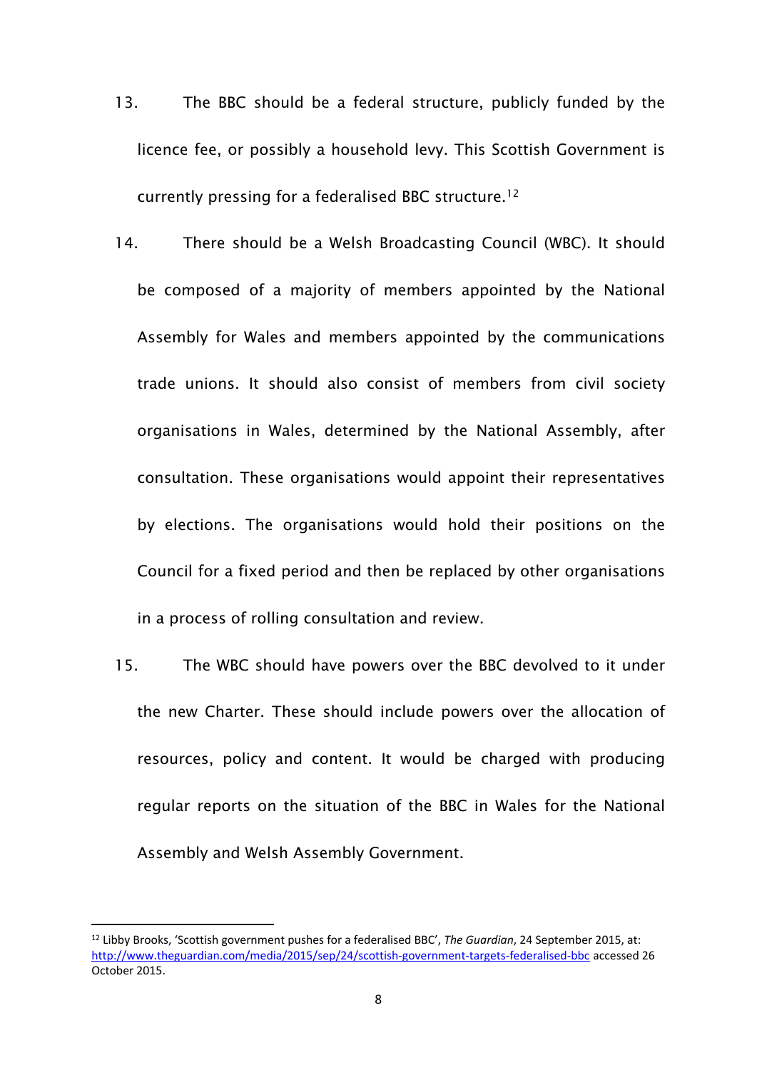13. The BBC should be a federal structure, publicly funded by the licence fee, or possibly a household levy. This Scottish Government is currently pressing for a federalised BBC structure.[12]

14. There should be a Welsh Broadcasting Council (WBC). It should be composed of a majority of members appointed by the National Assembly for Wales and members appointed by the communications trade unions. It should also consist of members from civil society organisations in Wales, determined by the National Assembly, after consultation. These organisations would appoint their representatives by elections. The organisations would hold their positions on the Council for a fixed period and then be replaced by other organisations in a process of rolling consultation and review.

15. The WBC should have powers over the BBC devolved to it under the new Charter. These should include powers over the allocation of resources, policy and content. It would be charged with producing regular reports on the situation of the BBC in Wales for the National Assembly and Welsh Assembly Government.

---

[12] Libby Brooks, 'Scottish government pushes for a federalised BBC', *The Guardian*, 24 September 2015, at: http://www.theguardian.com/media/2015/sep/24/scottish-government-targets-federalised-bbc accessed 26 October 2015.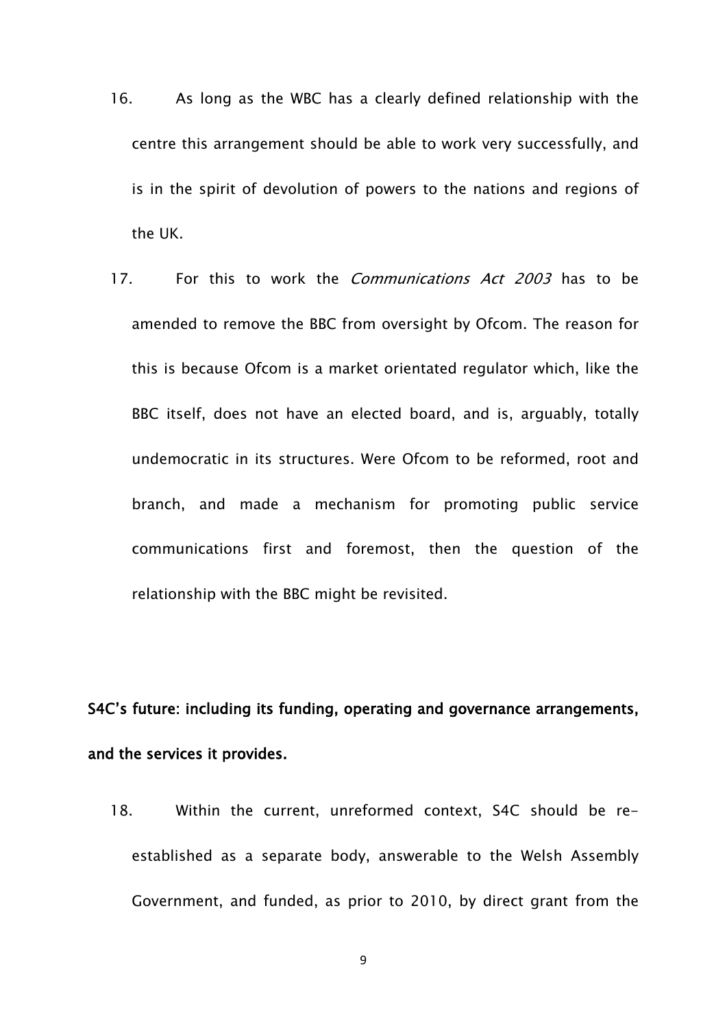16. As long as the WBC has a clearly defined relationship with the centre this arrangement should be able to work very successfully, and is in the spirit of devolution of powers to the nations and regions of the UK.

17. For this to work the *Communications Act 2003* has to be amended to remove the BBC from oversight by Ofcom. The reason for this is because Ofcom is a market orientated regulator which, like the BBC itself, does not have an elected board, and is, arguably, totally undemocratic in its structures. Were Ofcom to be reformed, root and branch, and made a mechanism for promoting public service communications first and foremost, then the question of the relationship with the BBC might be revisited.

**S4C's future: including its funding, operating and governance arrangements, and the services it provides.**

18. Within the current, unreformed context, S4C should be re-established as a separate body, answerable to the Welsh Assembly Government, and funded, as prior to 2010, by direct grant from the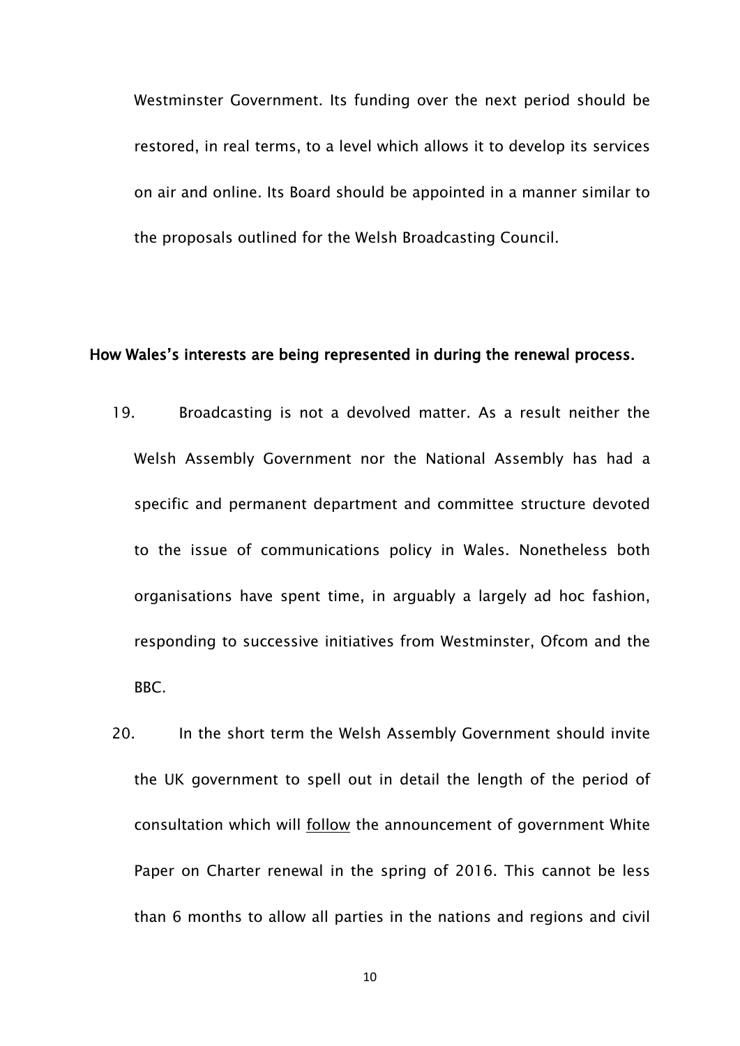Westminster Government. Its funding over the next period should be restored, in real terms, to a level which allows it to develop its services on air and online. Its Board should be appointed in a manner similar to the proposals outlined for the Welsh Broadcasting Council.

**How Wales's interests are being represented in during the renewal process.**

19. Broadcasting is not a devolved matter. As a result neither the Welsh Assembly Government nor the National Assembly has had a specific and permanent department and committee structure devoted to the issue of communications policy in Wales. Nonetheless both organisations have spent time, in arguably a largely ad hoc fashion, responding to successive initiatives from Westminster, Ofcom and the BBC.

20. In the short term the Welsh Assembly Government should invite the UK government to spell out in detail the length of the period of consultation which will <u>follow</u> the announcement of government White Paper on Charter renewal in the spring of 2016. This cannot be less than 6 months to allow all parties in the nations and regions and civil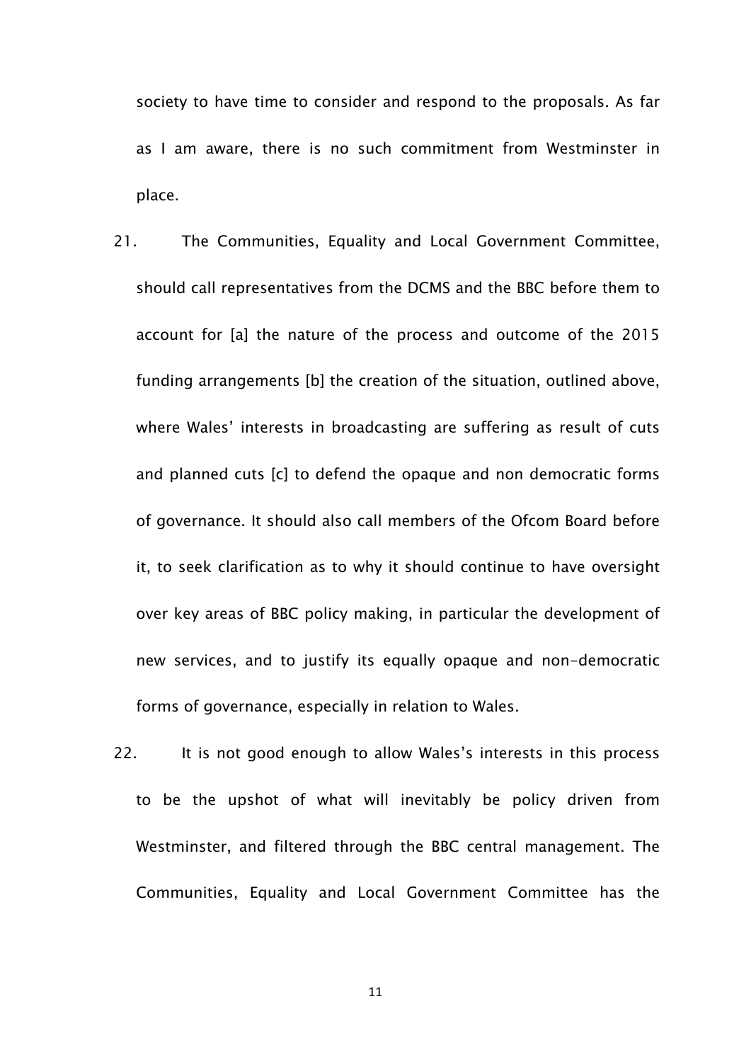society to have time to consider and respond to the proposals. As far as I am aware, there is no such commitment from Westminster in place.

21. The Communities, Equality and Local Government Committee, should call representatives from the DCMS and the BBC before them to account for [a] the nature of the process and outcome of the 2015 funding arrangements [b] the creation of the situation, outlined above, where Wales' interests in broadcasting are suffering as result of cuts and planned cuts [c] to defend the opaque and non democratic forms of governance. It should also call members of the Ofcom Board before it, to seek clarification as to why it should continue to have oversight over key areas of BBC policy making, in particular the development of new services, and to justify its equally opaque and non-democratic forms of governance, especially in relation to Wales.

22. It is not good enough to allow Wales's interests in this process to be the upshot of what will inevitably be policy driven from Westminster, and filtered through the BBC central management. The Communities, Equality and Local Government Committee has the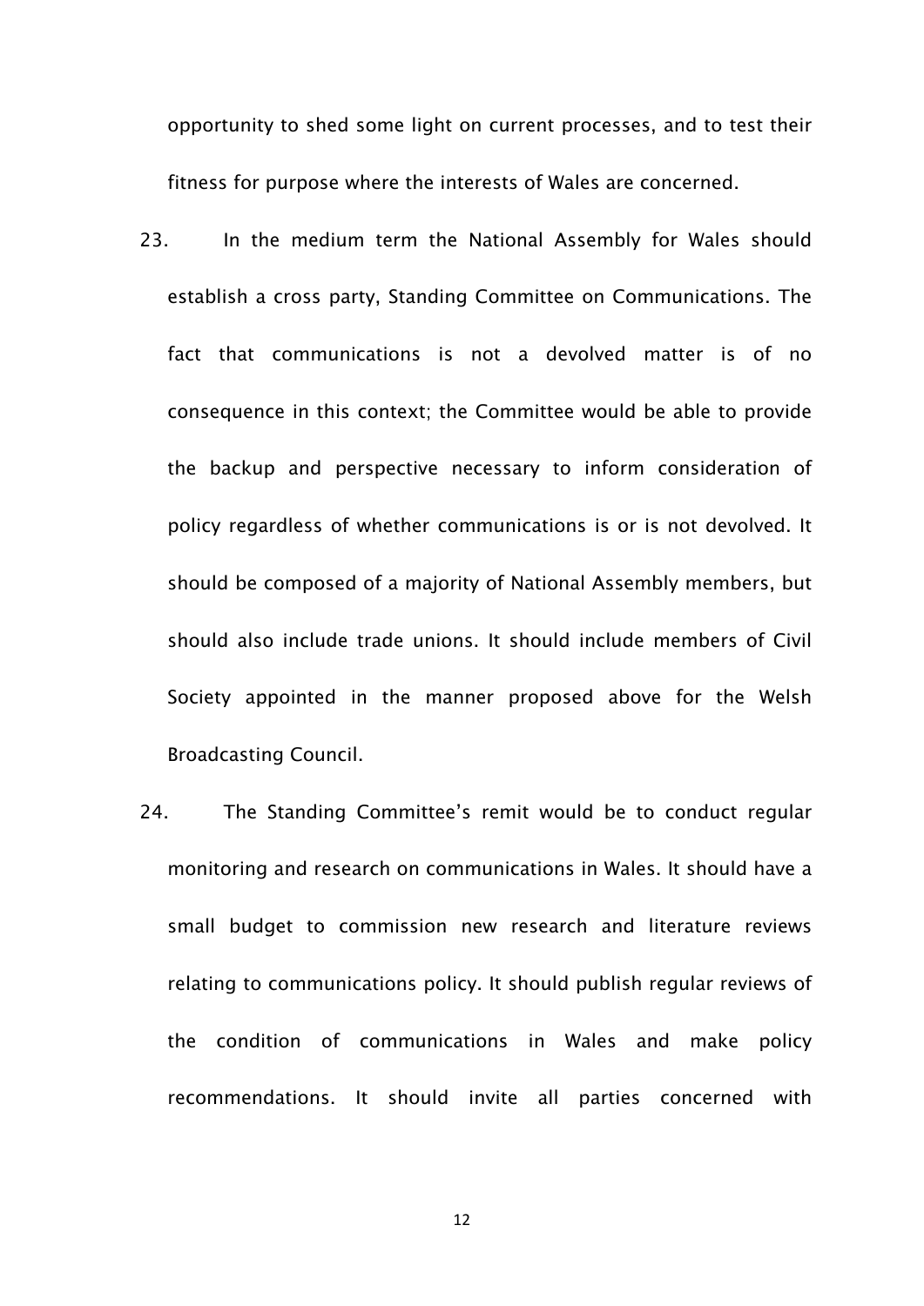opportunity to shed some light on current processes, and to test their fitness for purpose where the interests of Wales are concerned.

23. In the medium term the National Assembly for Wales should establish a cross party, Standing Committee on Communications. The fact that communications is not a devolved matter is of no consequence in this context; the Committee would be able to provide the backup and perspective necessary to inform consideration of policy regardless of whether communications is or is not devolved. It should be composed of a majority of National Assembly members, but should also include trade unions. It should include members of Civil Society appointed in the manner proposed above for the Welsh Broadcasting Council.

24. The Standing Committee's remit would be to conduct regular monitoring and research on communications in Wales. It should have a small budget to commission new research and literature reviews relating to communications policy. It should publish regular reviews of the condition of communications in Wales and make policy recommendations. It should invite all parties concerned with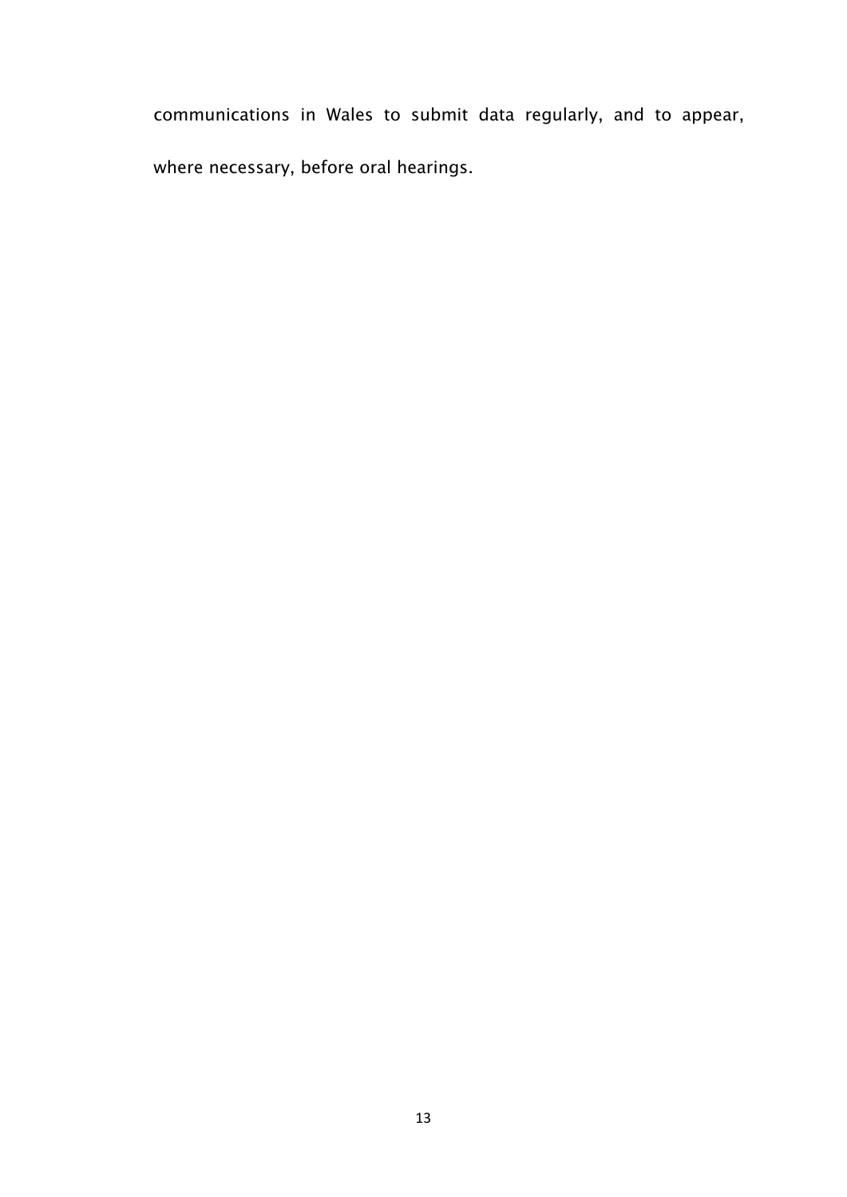communications in Wales to submit data regularly, and to appear, where necessary, before oral hearings.